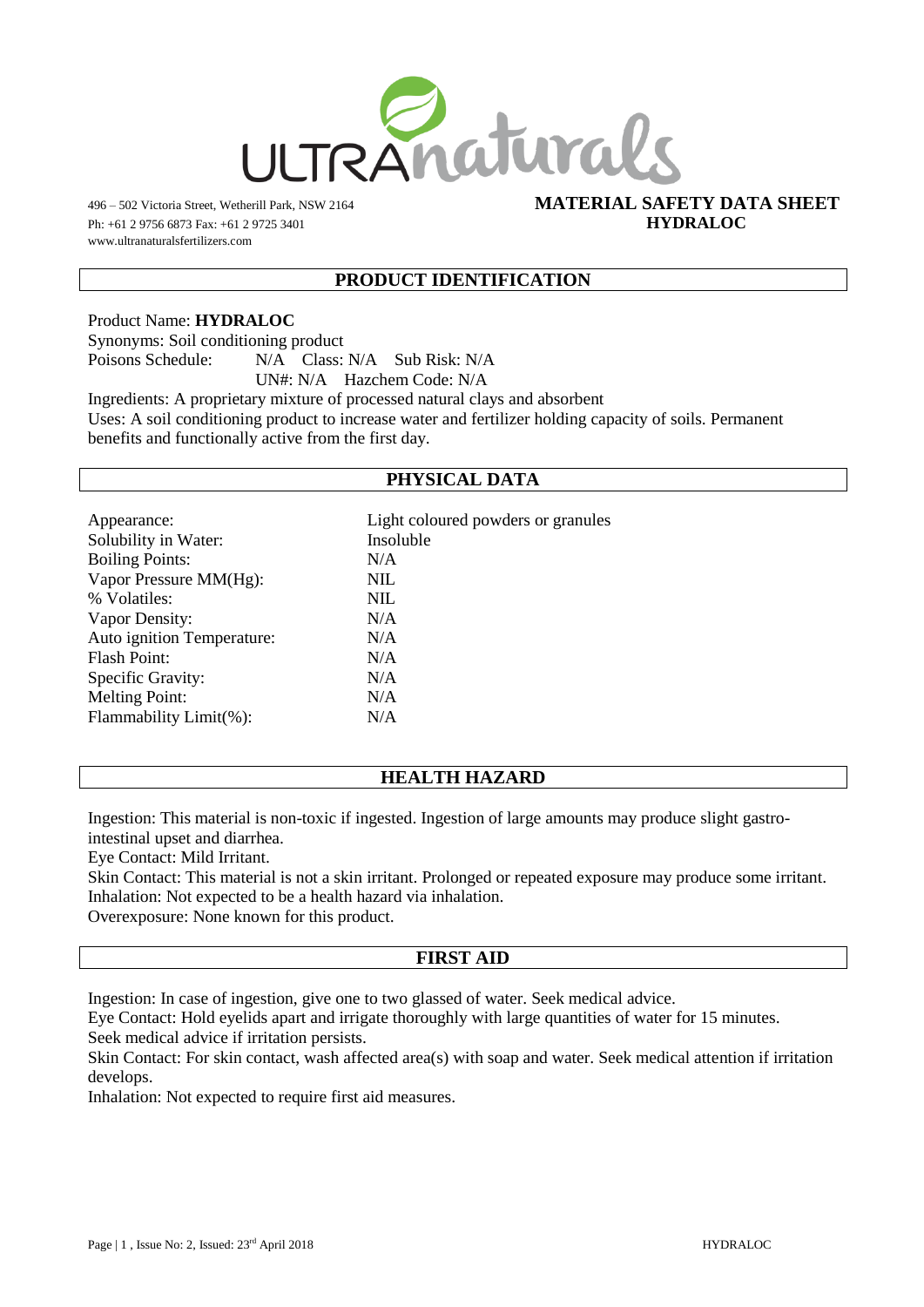ULTRAnaturals

496 – 502 Victoria Street, Wetherill Park, NSW 2164
Ph: +61 2 9756 6873 Fax: +61 2 9725 3401
www.ultranaturalsfertilizers.com

**MATERIAL SAFETY DATA SHEET**
**HYDRALOC**

## PRODUCT IDENTIFICATION

Product Name: **HYDRALOC**
Synonyms: Soil conditioning product
Poisons Schedule: N/A Class: N/A Sub Risk: N/A
UN#: N/A Hazchem Code: N/A
Ingredients: A proprietary mixture of processed natural clays and absorbent
Uses: A soil conditioning product to increase water and fertilizer holding capacity of soils. Permanent benefits and functionally active from the first day.

## PHYSICAL DATA

| | |
|---|---|
| Appearance: | Light coloured powders or granules |
| Solubility in Water: | Insoluble |
| Boiling Points: | N/A |
| Vapor Pressure MM(Hg): | NIL |
| % Volatiles: | NIL |
| Vapor Density: | N/A |
| Auto ignition Temperature: | N/A |
| Flash Point: | N/A |
| Specific Gravity: | N/A |
| Melting Point: | N/A |
| Flammability Limit(%): | N/A |

## HEALTH HAZARD

Ingestion: This material is non-toxic if ingested. Ingestion of large amounts may produce slight gastro-intestinal upset and diarrhea.
Eye Contact: Mild Irritant.
Skin Contact: This material is not a skin irritant. Prolonged or repeated exposure may produce some irritant.
Inhalation: Not expected to be a health hazard via inhalation.
Overexposure: None known for this product.

## FIRST AID

Ingestion: In case of ingestion, give one to two glassed of water. Seek medical advice.
Eye Contact: Hold eyelids apart and irrigate thoroughly with large quantities of water for 15 minutes. Seek medical advice if irritation persists.
Skin Contact: For skin contact, wash affected area(s) with soap and water. Seek medical attention if irritation develops.
Inhalation: Not expected to require first aid measures.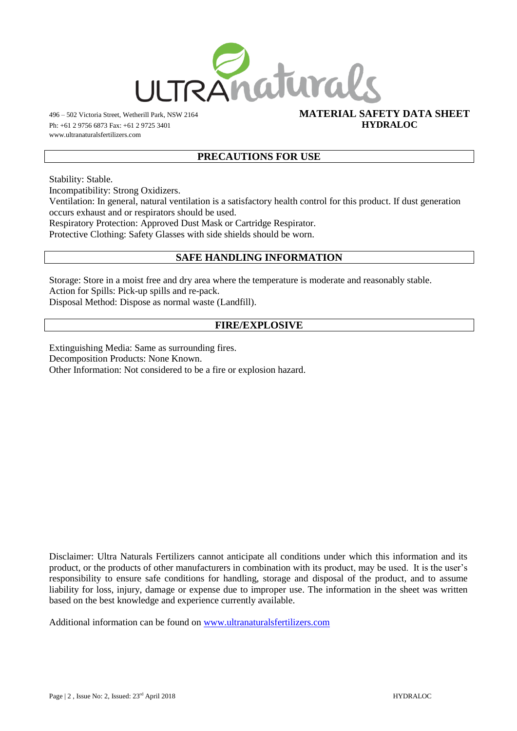496 – 502 Victoria Street, Wetherill Park, NSW 2164
Ph: +61 2 9756 6873 Fax: +61 2 9725 3401
www.ultranaturalsfertilizers.com

**MATERIAL SAFETY DATA SHEET**
**HYDRALOC**

## PRECAUTIONS FOR USE

Stability: Stable.
Incompatibility: Strong Oxidizers.
Ventilation: In general, natural ventilation is a satisfactory health control for this product. If dust generation occurs exhaust and or respirators should be used.
Respiratory Protection: Approved Dust Mask or Cartridge Respirator.
Protective Clothing: Safety Glasses with side shields should be worn.

## SAFE HANDLING INFORMATION

Storage: Store in a moist free and dry area where the temperature is moderate and reasonably stable.
Action for Spills: Pick-up spills and re-pack.
Disposal Method: Dispose as normal waste (Landfill).

## FIRE/EXPLOSIVE

Extinguishing Media: Same as surrounding fires.
Decomposition Products: None Known.
Other Information: Not considered to be a fire or explosion hazard.

Disclaimer: Ultra Naturals Fertilizers cannot anticipate all conditions under which this information and its product, or the products of other manufacturers in combination with its product, may be used. It is the user's responsibility to ensure safe conditions for handling, storage and disposal of the product, and to assume liability for loss, injury, damage or expense due to improper use. The information in the sheet was written based on the best knowledge and experience currently available.

Additional information can be found on www.ultranaturalsfertilizers.com